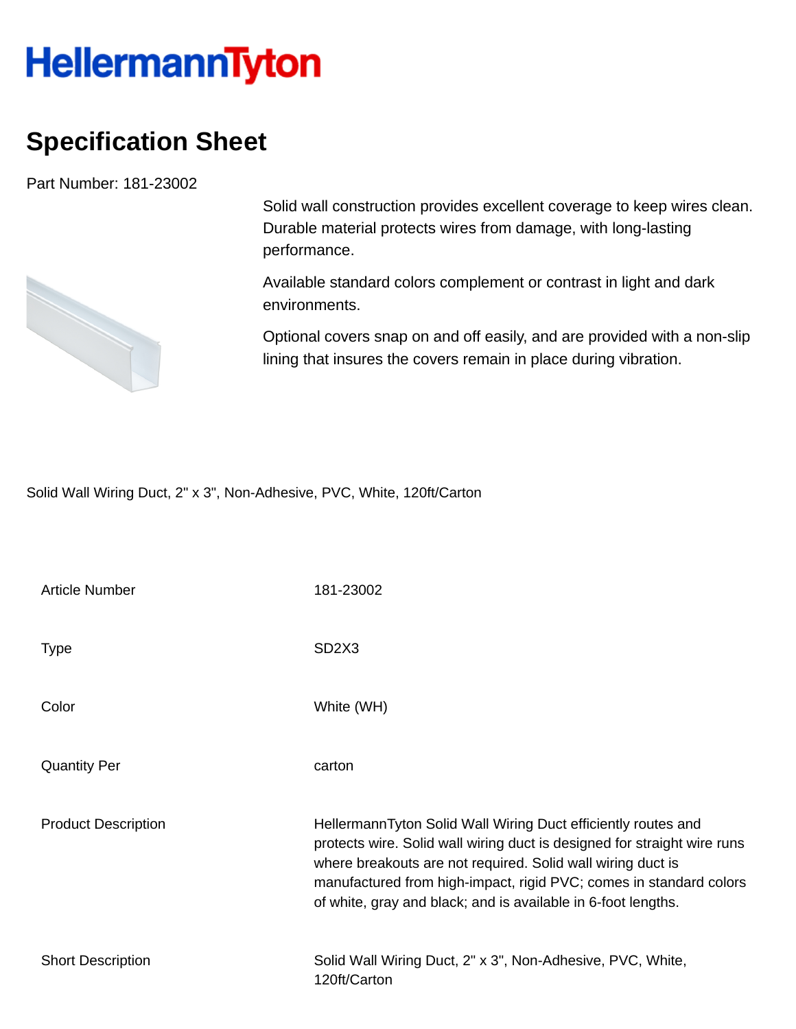# HellermannTyton

## Specification Sheet

Part Number: 181-23002

Solid wall construction provides excellent coverage to keep wires clean. Durable material protects wires from damage, with long-lasting performance.

Available standard colors complement or contrast in light and dark environments.

Optional covers snap on and off easily, and are provided with a non-slip lining that insures the covers remain in place during vibration.

Solid Wall Wiring Duct, 2" x 3", Non-Adhesive, PVC, White, 120ft/Carton

| | |
|---|---|
| Article Number | 181-23002 |
| Type | SD2X3 |
| Color | White (WH) |
| Quantity Per | carton |
| Product Description | HellermannTyton Solid Wall Wiring Duct efficiently routes and protects wire. Solid wall wiring duct is designed for straight wire runs where breakouts are not required. Solid wall wiring duct is manufactured from high-impact, rigid PVC; comes in standard colors of white, gray and black; and is available in 6-foot lengths. |
| Short Description | Solid Wall Wiring Duct, 2" x 3", Non-Adhesive, PVC, White, 120ft/Carton |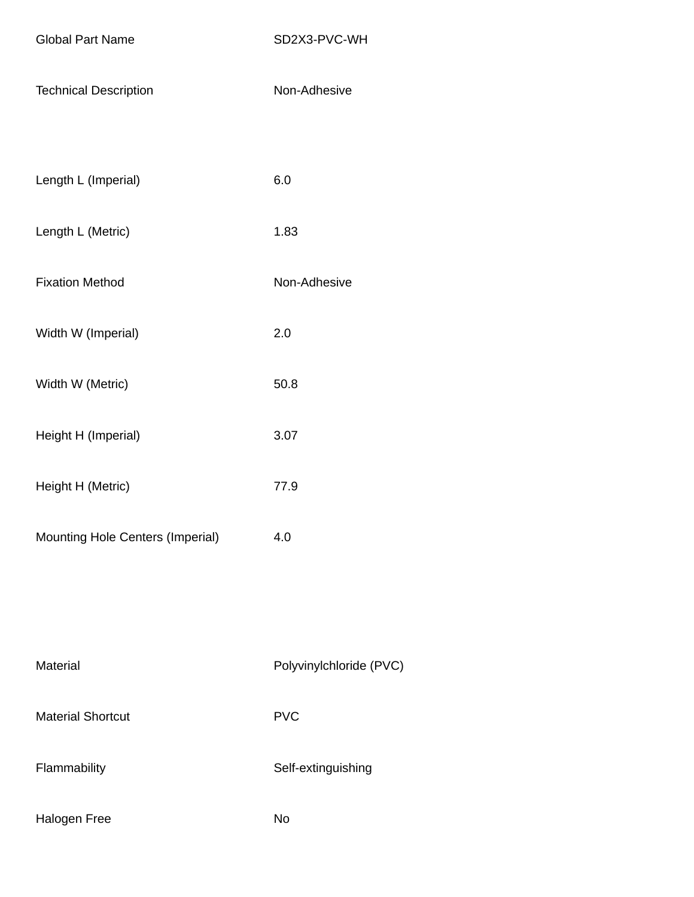| | |
|---|---|
| Global Part Name | SD2X3-PVC-WH |
| Technical Description | Non-Adhesive |
| Length L (Imperial) | 6.0 |
| Length L (Metric) | 1.83 |
| Fixation Method | Non-Adhesive |
| Width W (Imperial) | 2.0 |
| Width W (Metric) | 50.8 |
| Height H (Imperial) | 3.07 |
| Height H (Metric) | 77.9 |
| Mounting Hole Centers (Imperial) | 4.0 |
| Material | Polyvinylchloride (PVC) |
| Material Shortcut | PVC |
| Flammability | Self-extinguishing |
| Halogen Free | No |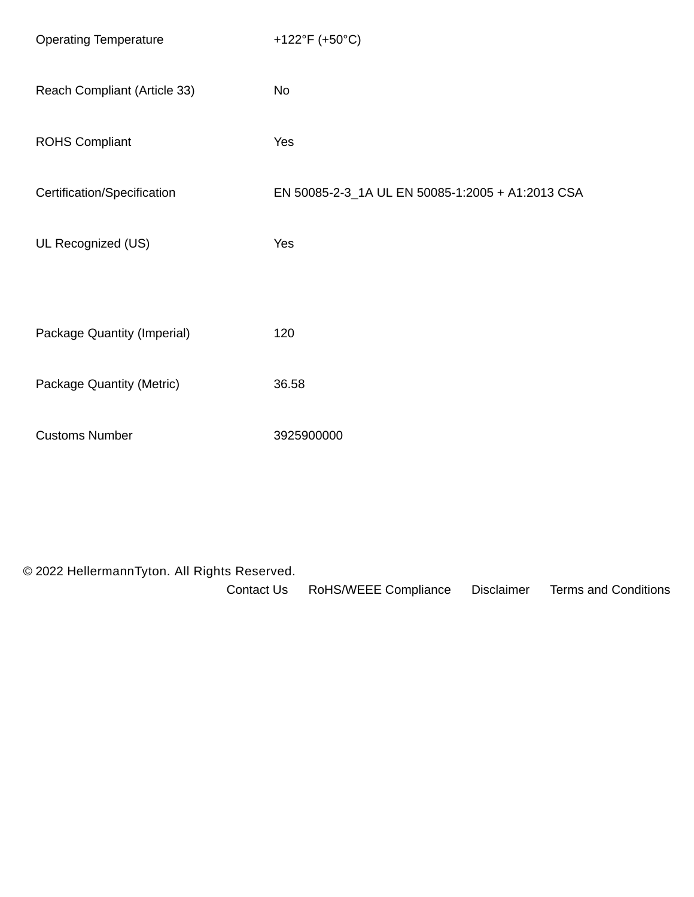| | |
|---|---|
| Operating Temperature | +122°F (+50°C) |
| Reach Compliant (Article 33) | No |
| ROHS Compliant | Yes |
| Certification/Specification | EN 50085-2-3_1A UL EN 50085-1:2005 + A1:2013 CSA |
| UL Recognized (US) | Yes |

| | |
|---|---|
| Package Quantity (Imperial) | 120 |
| Package Quantity (Metric) | 36.58 |
| Customs Number | 3925900000 |

© 2022 HellermannTyton. All Rights Reserved.

Contact Us RoHS/WEEE Compliance Disclaimer Terms and Conditions